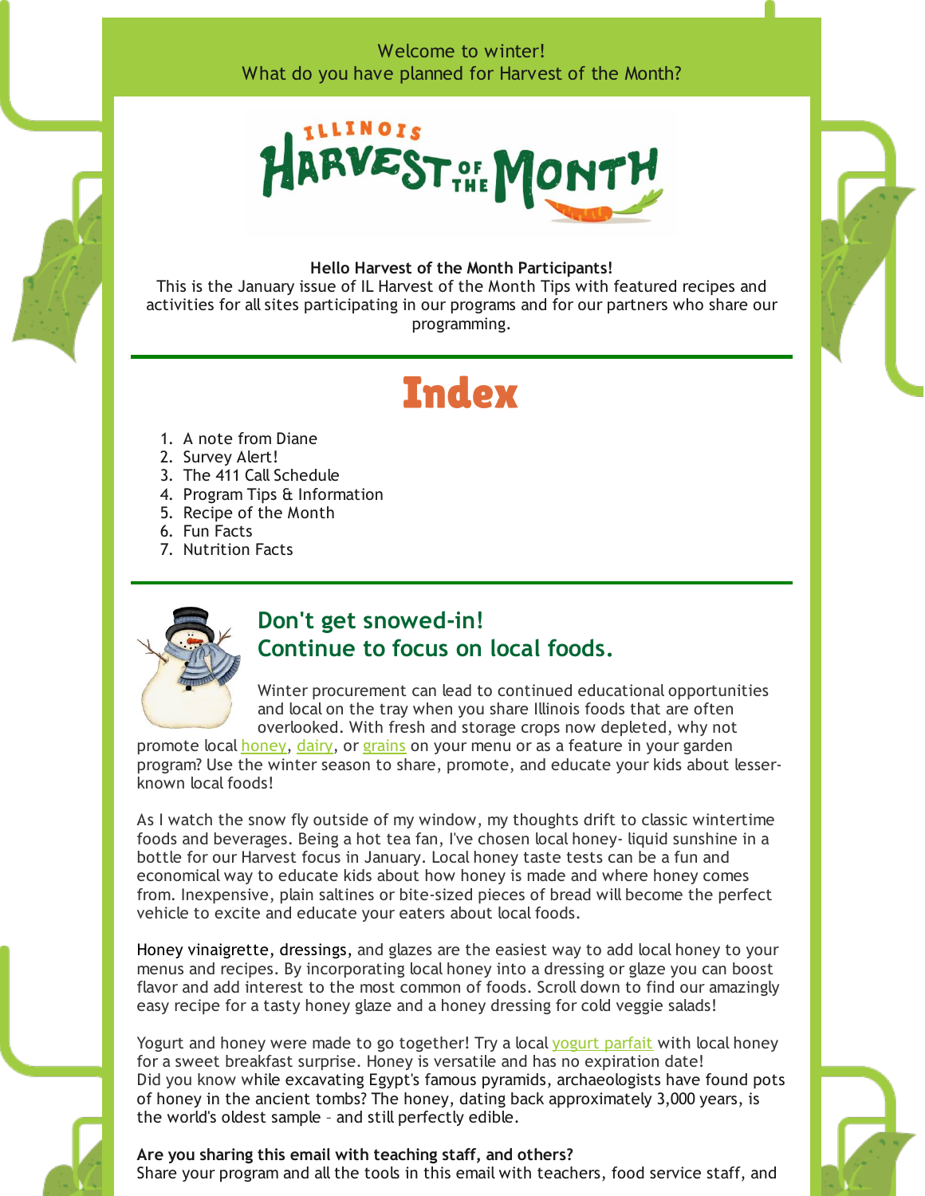Welcome to winter!
What do you have planned for Harvest of the Month?

**Hello Harvest of the Month Participants!**
This is the January issue of IL Harvest of the Month Tips with featured recipes and activities for all sites participating in our programs and for our partners who share our programming.

# Index

1. A note from Diane
2. Survey Alert!
3. The 411 Call Schedule
4. Program Tips & Information
5. Recipe of the Month
6. Fun Facts
7. Nutrition Facts

## Don't get snowed-in! Continue to focus on local foods.

Winter procurement can lead to continued educational opportunities and local on the tray when you share Illinois foods that are often overlooked. With fresh and storage crops now depleted, why not promote local honey, dairy, or grains on your menu or as a feature in your garden program? Use the winter season to share, promote, and educate your kids about lesser-known local foods!

As I watch the snow fly outside of my window, my thoughts drift to classic wintertime foods and beverages. Being a hot tea fan, I've chosen local honey- liquid sunshine in a bottle for our Harvest focus in January. Local honey taste tests can be a fun and economical way to educate kids about how honey is made and where honey comes from. Inexpensive, plain saltines or bite-sized pieces of bread will become the perfect vehicle to excite and educate your eaters about local foods.

Honey vinaigrette, dressings, and glazes are the easiest way to add local honey to your menus and recipes. By incorporating local honey into a dressing or glaze you can boost flavor and add interest to the most common of foods. Scroll down to find our amazingly easy recipe for a tasty honey glaze and a honey dressing for cold veggie salads!

Yogurt and honey were made to go together! Try a local yogurt parfait with local honey for a sweet breakfast surprise. Honey is versatile and has no expiration date!
Did you know while excavating Egypt's famous pyramids, archaeologists have found pots of honey in the ancient tombs? The honey, dating back approximately 3,000 years, is the world's oldest sample – and still perfectly edible.

**Are you sharing this email with teaching staff, and others?**
Share your program and all the tools in this email with teachers, food service staff, and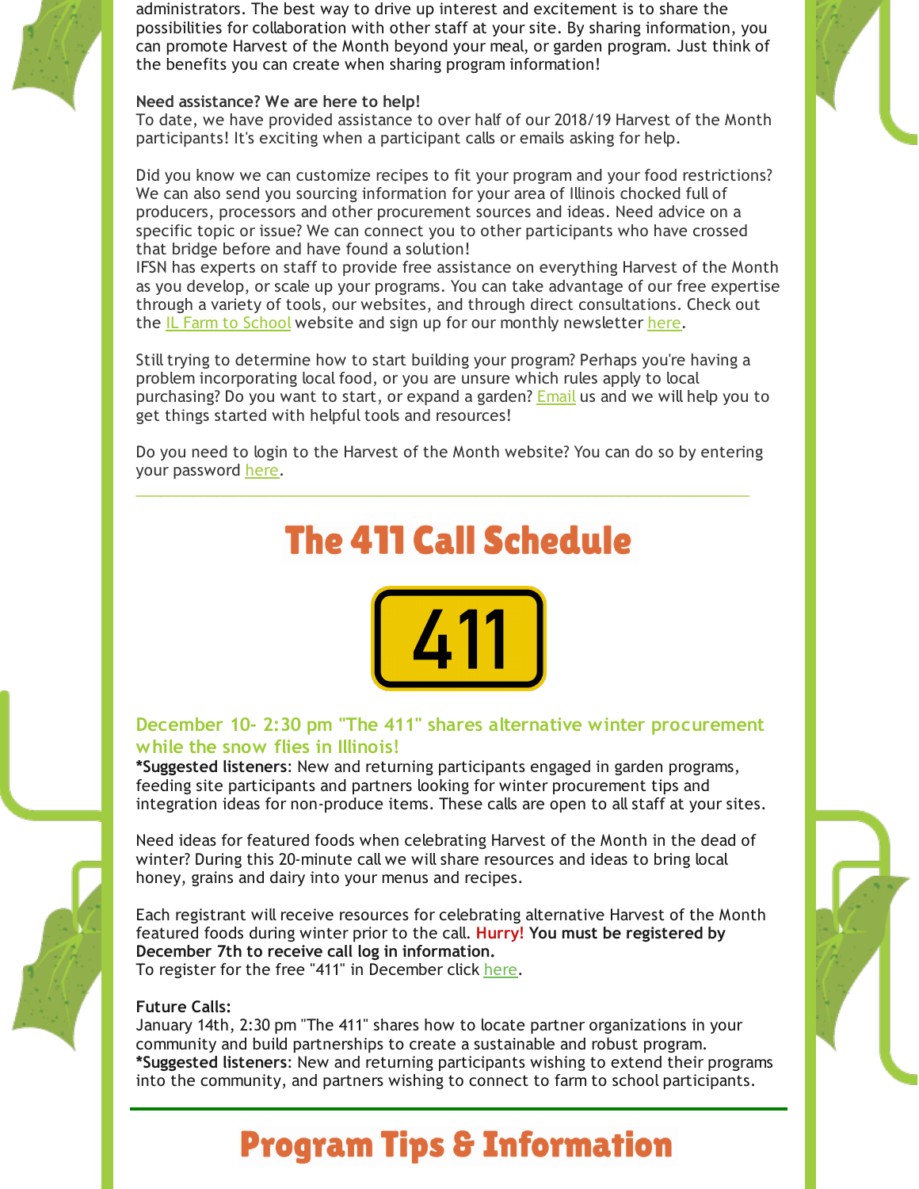administrators. The best way to drive up interest and excitement is to share the possibilities for collaboration with other staff at your site. By sharing information, you can promote Harvest of the Month beyond your meal, or garden program. Just think of the benefits you can create when sharing program information!

**Need assistance? We are here to help!**
To date, we have provided assistance to over half of our 2018/19 Harvest of the Month participants! It's exciting when a participant calls or emails asking for help.

Did you know we can customize recipes to fit your program and your food restrictions? We can also send you sourcing information for your area of Illinois chocked full of producers, processors and other procurement sources and ideas. Need advice on a specific topic or issue? We can connect you to other participants who have crossed that bridge before and have found a solution!
IFSN has experts on staff to provide free assistance on everything Harvest of the Month as you develop, or scale up your programs. You can take advantage of our free expertise through a variety of tools, our websites, and through direct consultations. Check out the IL Farm to School website and sign up for our monthly newsletter here.

Still trying to determine how to start building your program? Perhaps you're having a problem incorporating local food, or you are unsure which rules apply to local purchasing? Do you want to start, or expand a garden? Email us and we will help you to get things started with helpful tools and resources!

Do you need to login to the Harvest of the Month website? You can do so by entering your password here.

---

# The 411 Call Schedule

### December 10- 2:30 pm "The 411" shares alternative winter procurement while the snow flies in Illinois!

***Suggested listeners**: New and returning participants engaged in garden programs, feeding site participants and partners looking for winter procurement tips and integration ideas for non-produce items. These calls are open to all staff at your sites.

Need ideas for featured foods when celebrating Harvest of the Month in the dead of winter? During this 20-minute call we will share resources and ideas to bring local honey, grains and dairy into your menus and recipes.

Each registrant will receive resources for celebrating alternative Harvest of the Month featured foods during winter prior to the call. **Hurry! You must be registered by December 7th to receive call log in information.**
To register for the free "411" in December click here.

**Future Calls:**
January 14th, 2:30 pm "The 411" shares how to locate partner organizations in your community and build partnerships to create a sustainable and robust program.
***Suggested listeners**: New and returning participants wishing to extend their programs into the community, and partners wishing to connect to farm to school participants.

---

# Program Tips & Information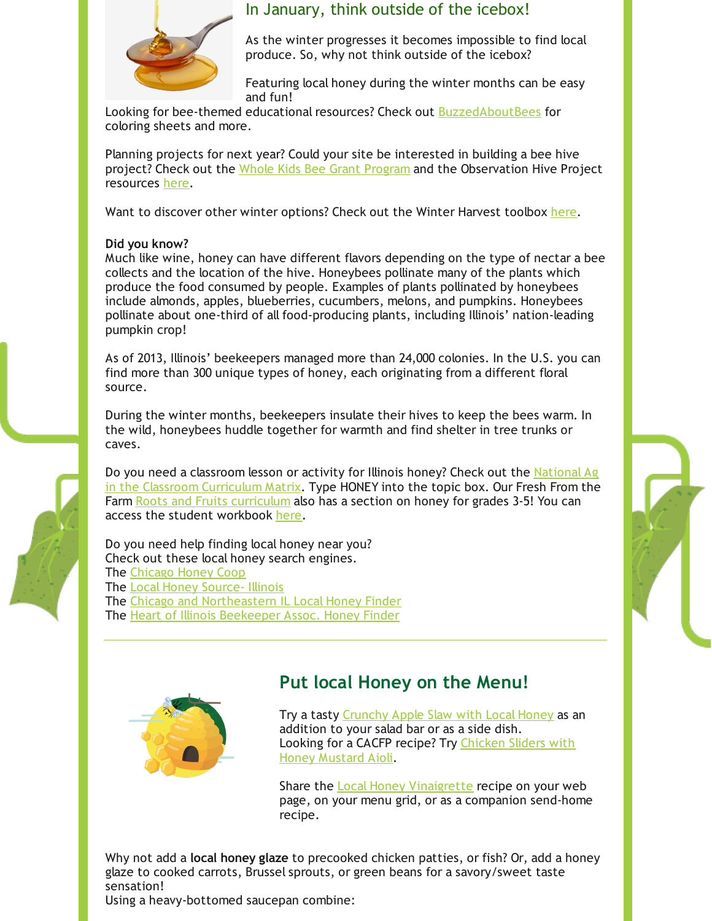## In January, think outside of the icebox!

As the winter progresses it becomes impossible to find local produce. So, why not think outside of the icebox?

Featuring local honey during the winter months can be easy and fun!

Looking for bee-themed educational resources? Check out BuzzedAboutBees for coloring sheets and more.

Planning projects for next year? Could your site be interested in building a bee hive project? Check out the Whole Kids Bee Grant Program and the Observation Hive Project resources here.

Want to discover other winter options? Check out the Winter Harvest toolbox here.

**Did you know?**
Much like wine, honey can have different flavors depending on the type of nectar a bee collects and the location of the hive. Honeybees pollinate many of the plants which produce the food consumed by people. Examples of plants pollinated by honeybees include almonds, apples, blueberries, cucumbers, melons, and pumpkins. Honeybees pollinate about one-third of all food-producing plants, including Illinois' nation-leading pumpkin crop!

As of 2013, Illinois' beekeepers managed more than 24,000 colonies. In the U.S. you can find more than 300 unique types of honey, each originating from a different floral source.

During the winter months, beekeepers insulate their hives to keep the bees warm. In the wild, honeybees huddle together for warmth and find shelter in tree trunks or caves.

Do you need a classroom lesson or activity for Illinois honey? Check out the National Ag in the Classroom Curriculum Matrix. Type HONEY into the topic box. Our Fresh From the Farm Roots and Fruits curriculum also has a section on honey for grades 3-5! You can access the student workbook here.

Do you need help finding local honey near you?
Check out these local honey search engines.
The Chicago Honey Coop
The Local Honey Source- Illinois
The Chicago and Northeastern IL Local Honey Finder
The Heart of Illinois Beekeeper Assoc. Honey Finder

---

## Put local Honey on the Menu!

Try a tasty Crunchy Apple Slaw with Local Honey as an addition to your salad bar or as a side dish.
Looking for a CACFP recipe? Try Chicken Sliders with Honey Mustard Aioli.

Share the Local Honey Vinaigrette recipe on your web page, on your menu grid, or as a companion send-home recipe.

Why not add a **local honey glaze** to precooked chicken patties, or fish? Or, add a honey glaze to cooked carrots, Brussel sprouts, or green beans for a savory/sweet taste sensation!
Using a heavy-bottomed saucepan combine: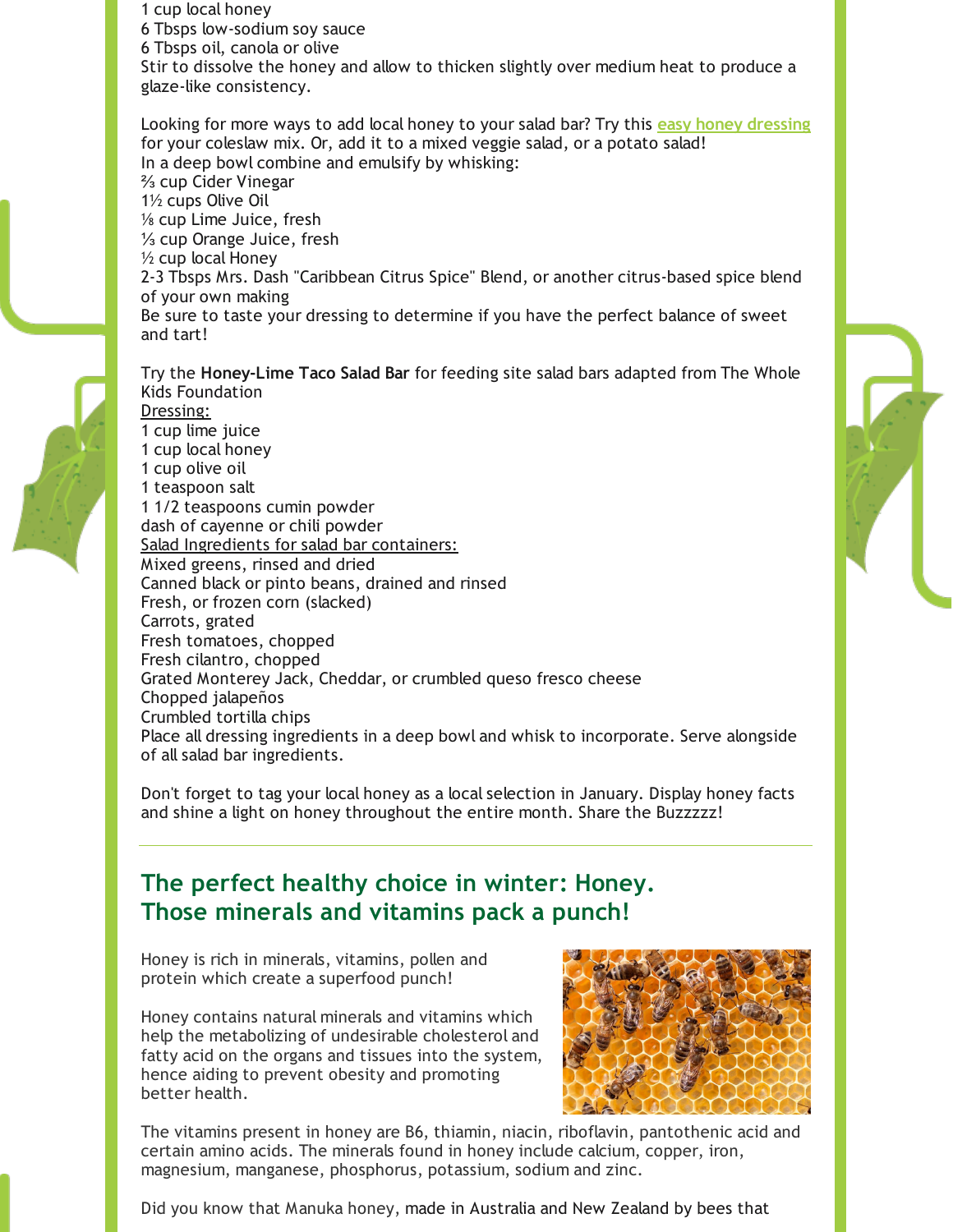1 cup local honey
6 Tbsps low-sodium soy sauce
6 Tbsps oil, canola or olive
Stir to dissolve the honey and allow to thicken slightly over medium heat to produce a glaze-like consistency.

Looking for more ways to add local honey to your salad bar? Try this easy honey dressing for your coleslaw mix. Or, add it to a mixed veggie salad, or a potato salad!
In a deep bowl combine and emulsify by whisking:
⅔ cup Cider Vinegar
1½ cups Olive Oil
⅛ cup Lime Juice, fresh
⅓ cup Orange Juice, fresh
½ cup local Honey
2-3 Tbsps Mrs. Dash "Caribbean Citrus Spice" Blend, or another citrus-based spice blend of your own making
Be sure to taste your dressing to determine if you have the perfect balance of sweet and tart!

Try the **Honey-Lime Taco Salad Bar** for feeding site salad bars adapted from The Whole Kids Foundation
Dressing:
1 cup lime juice
1 cup local honey
1 cup olive oil
1 teaspoon salt
1 1/2 teaspoons cumin powder
dash of cayenne or chili powder
Salad Ingredients for salad bar containers:
Mixed greens, rinsed and dried
Canned black or pinto beans, drained and rinsed
Fresh, or frozen corn (slacked)
Carrots, grated
Fresh tomatoes, chopped
Fresh cilantro, chopped
Grated Monterey Jack, Cheddar, or crumbled queso fresco cheese
Chopped jalapeños
Crumbled tortilla chips
Place all dressing ingredients in a deep bowl and whisk to incorporate. Serve alongside of all salad bar ingredients.

Don't forget to tag your local honey as a local selection in January. Display honey facts and shine a light on honey throughout the entire month. Share the Buzzzzz!

---

## The perfect healthy choice in winter: Honey. Those minerals and vitamins pack a punch!

Honey is rich in minerals, vitamins, pollen and protein which create a superfood punch!

Honey contains natural minerals and vitamins which help the metabolizing of undesirable cholesterol and fatty acid on the organs and tissues into the system, hence aiding to prevent obesity and promoting better health.

The vitamins present in honey are B6, thiamin, niacin, riboflavin, pantothenic acid and certain amino acids. The minerals found in honey include calcium, copper, iron, magnesium, manganese, phosphorus, potassium, sodium and zinc.

Did you know that Manuka honey, made in Australia and New Zealand by bees that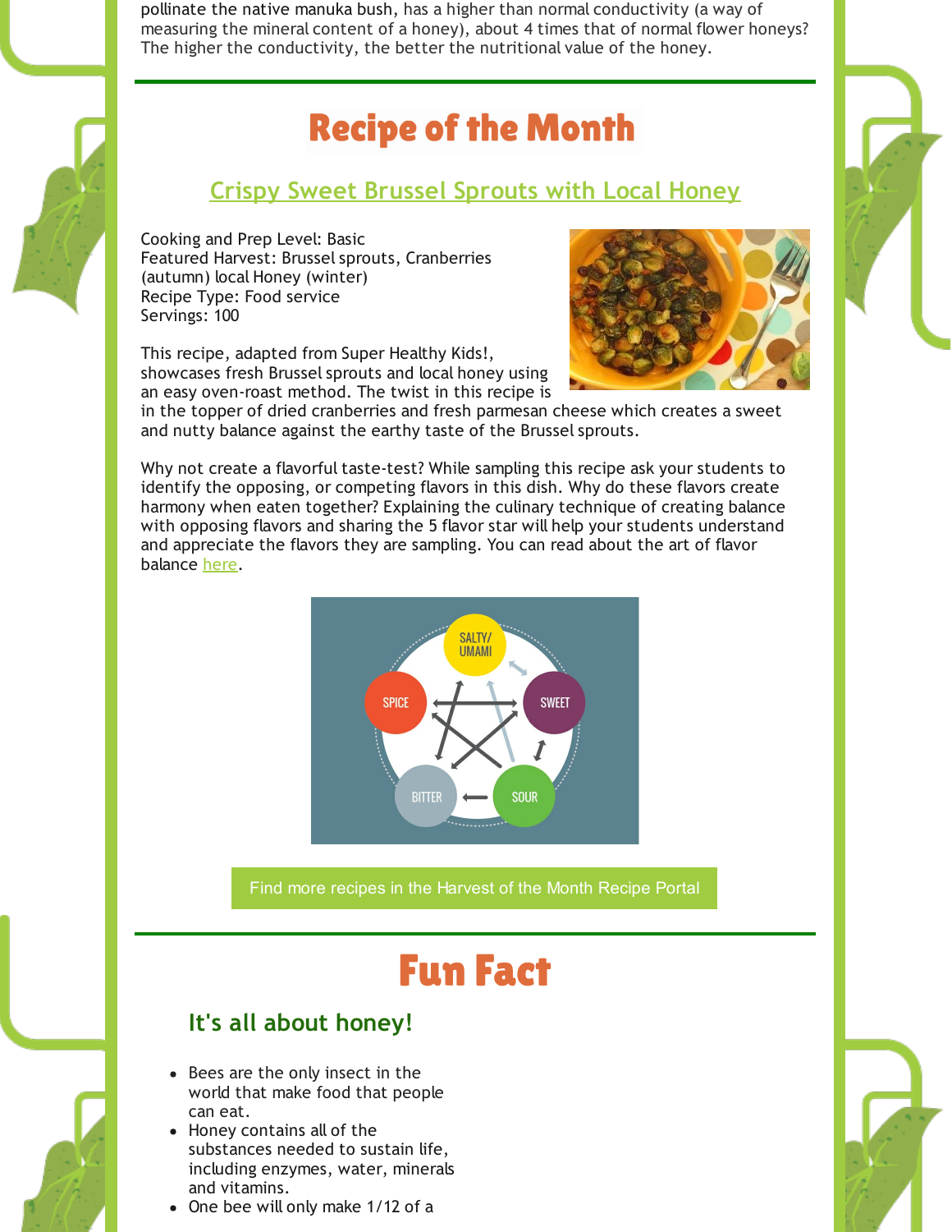pollinate the native manuka bush, has a higher than normal conductivity (a way of measuring the mineral content of a honey), about 4 times that of normal flower honeys? The higher the conductivity, the better the nutritional value of the honey.

# Recipe of the Month

## Crispy Sweet Brussel Sprouts with Local Honey

Cooking and Prep Level: Basic
Featured Harvest: Brussel sprouts, Cranberries (autumn) local Honey (winter)
Recipe Type: Food service
Servings: 100

This recipe, adapted from Super Healthy Kids!, showcases fresh Brussel sprouts and local honey using an easy oven-roast method. The twist in this recipe is in the topper of dried cranberries and fresh parmesan cheese which creates a sweet and nutty balance against the earthy taste of the Brussel sprouts.

Why not create a flavorful taste-test? While sampling this recipe ask your students to identify the opposing, or competing flavors in this dish. Why do these flavors create harmony when eaten together? Explaining the culinary technique of creating balance with opposing flavors and sharing the 5 flavor star will help your students understand and appreciate the flavors they are sampling. You can read about the art of flavor balance here.

SALTY/ UMAMI
SPICE
SWEET
BITTER
SOUR

Find more recipes in the Harvest of the Month Recipe Portal

# Fun Fact

## It's all about honey!

- Bees are the only insect in the world that make food that people can eat.
- Honey contains all of the substances needed to sustain life, including enzymes, water, minerals and vitamins.
- One bee will only make 1/12 of a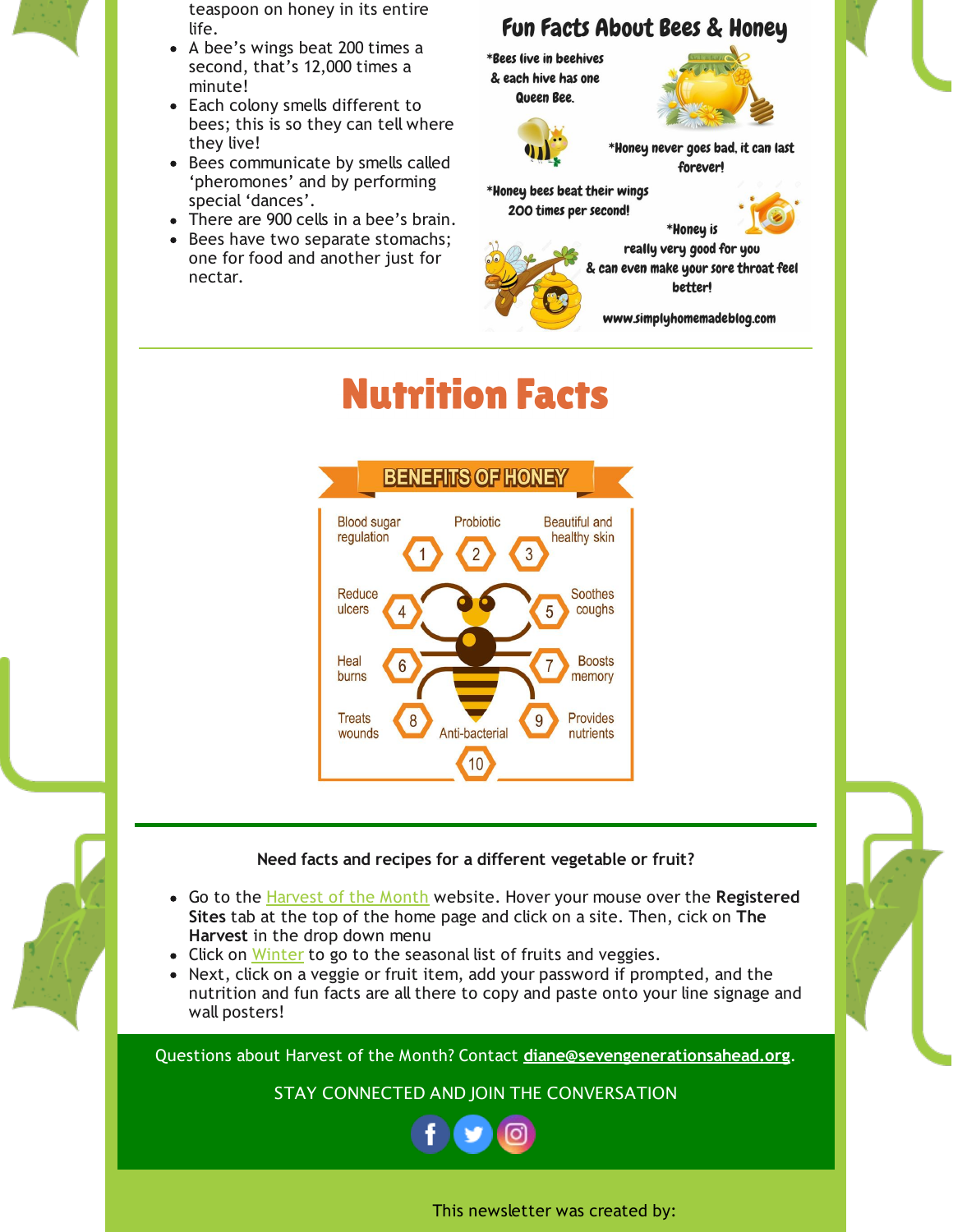teaspoon on honey in its entire life.

- A bee's wings beat 200 times a second, that's 12,000 times a minute!
- Each colony smells different to bees; this is so they can tell where they live!
- Bees communicate by smells called 'pheromones' and by performing special 'dances'.
- There are 900 cells in a bee's brain.
- Bees have two separate stomachs; one for food and another just for nectar.

## Fun Facts About Bees & Honey

*Bees live in beehives & each hive has one Queen Bee.

*Honey never goes bad, it can last forever!

*Honey bees beat their wings 200 times per second!

*Honey is really very good for you & can even make your sore throat feel better!

www.simplyhomemadeblog.com

# Nutrition Facts

## BENEFITS OF HONEY

1. Blood sugar regulation
2. Probiotic
3. Beautiful and healthy skin
4. Reduce ulcers
5. Soothes coughs
6. Heal burns
7. Boosts memory
8. Treats wounds
9. Provides nutrients
10. Anti-bacterial

**Need facts and recipes for a different vegetable or fruit?**

- Go to the Harvest of the Month website. Hover your mouse over the **Registered Sites** tab at the top of the home page and click on a site. Then, cick on **The Harvest** in the drop down menu
- Click on Winter to go to the seasonal list of fruits and veggies.
- Next, click on a veggie or fruit item, add your password if prompted, and the nutrition and fun facts are all there to copy and paste onto your line signage and wall posters!

Questions about Harvest of the Month? Contact **diane@sevengenerationsahead.org**.

STAY CONNECTED AND JOIN THE CONVERSATION

This newsletter was created by: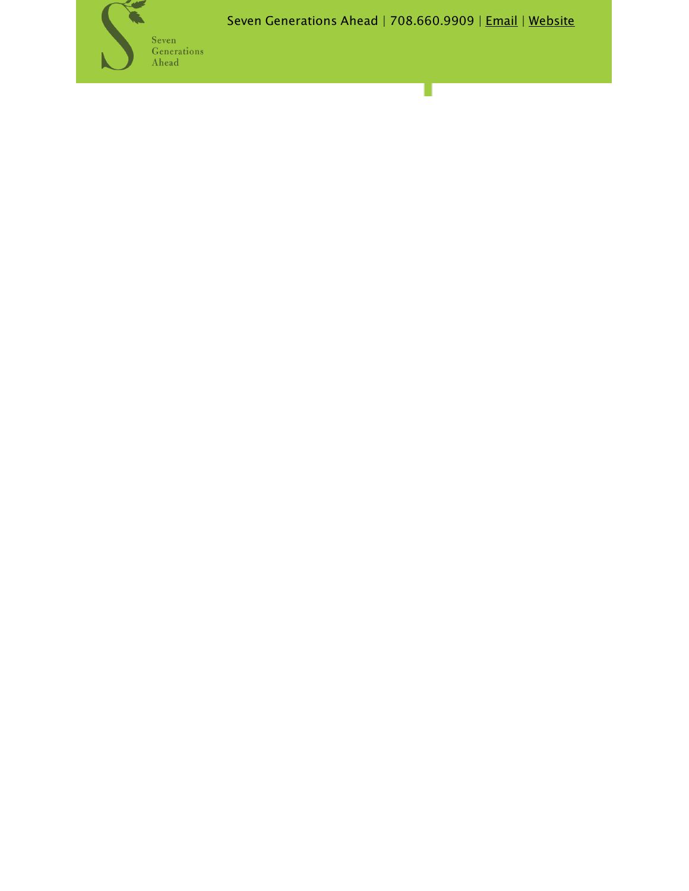Seven Generations Ahead | 708.660.9909 | Email | Website